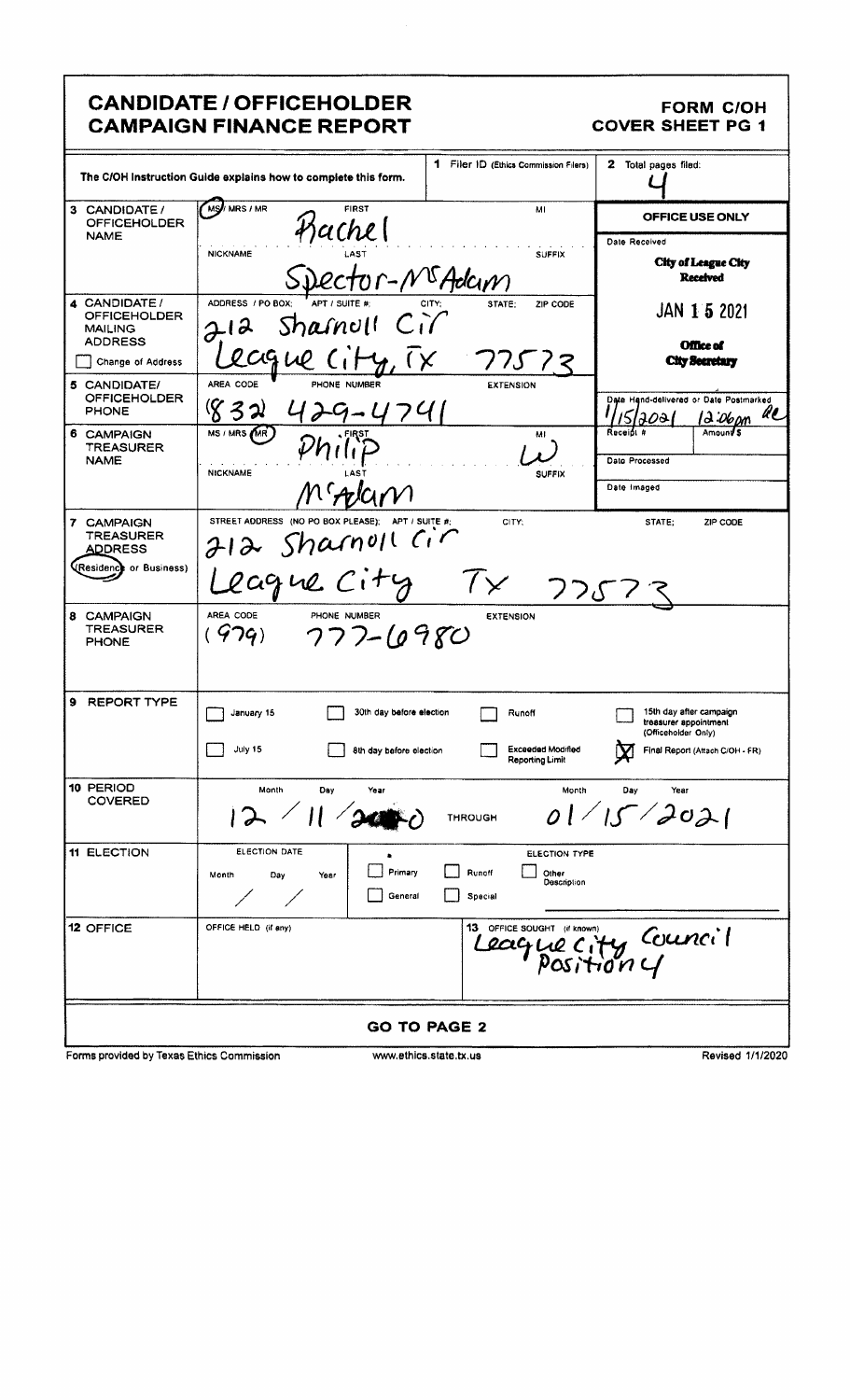# CANDIDATE / OFFICEHOLDER CAMPAIGN FINANCE REPORT

**FORM C/OH COVER SHEET PG 1**

The C/OH Instruction Guide explains how to complete this form.

| | | |
|---|---|---|
| **1** Filer ID (Ethics Commission Filers) | | **2** Total pages filed: 4 |

**3 CANDIDATE / OFFICEHOLDER NAME**

MS / MRS / MR: MS
FIRST: Rachel
MI:
NICKNAME:
LAST: Spector-McAdam
SUFFIX:

**OFFICE USE ONLY**

Date Received

City of League City
Received
JAN 15 2021
Office of City Secretary

Date Hand-delivered or Date Postmarked: 1/15/2021 12:06pm RC

Receipt # | Amount $

Date Processed

Date Imaged

**4 CANDIDATE / OFFICEHOLDER MAILING ADDRESS**

☐ Change of Address

ADDRESS / PO BOX; APT / SUITE #; CITY; STATE; ZIP CODE
212 Sharnoll Cir
League City, TX 77573

**5 CANDIDATE/ OFFICEHOLDER PHONE**

AREA CODE: (832) PHONE NUMBER: 429-4741 EXTENSION:

**6 CAMPAIGN TREASURER NAME**

MS / MRS / MR: MR
FIRST: Philip
MI: W
NICKNAME:
LAST: McAdam
SUFFIX:

**7 CAMPAIGN TREASURER ADDRESS** (Residence or Business) — Residence

STREET ADDRESS (NO PO BOX PLEASE); APT / SUITE #; CITY; STATE; ZIP CODE
212 Sharnoll Cir
League City TX 77573

**8 CAMPAIGN TREASURER PHONE**

AREA CODE: (979) PHONE NUMBER: 777-6980 EXTENSION:

**9 REPORT TYPE**

- ☐ January 15
- ☐ 30th day before election
- ☐ Runoff
- ☐ 15th day after campaign treasurer appointment (Officeholder Only)
- ☐ July 15
- ☐ 8th day before election
- ☐ Exceeded Modified Reporting Limit
- ☒ Final Report (Attach C/OH - FR)

**10 PERIOD COVERED**

Month / Day / Year: 12 / 11 / 2020 THROUGH Month / Day / Year: 01 / 15 / 2021

**11 ELECTION**

ELECTION DATE: Month / Day / Year: / /

ELECTION TYPE:
- ☐ Primary
- ☐ Runoff
- ☐ Other Description
- ☐ General
- ☐ Special

**12 OFFICE**

OFFICE HELD (if any):

**13** OFFICE SOUGHT (if known): League City Council Position 4

**GO TO PAGE 2**

Forms provided by Texas Ethics Commission | www.ethics.state.tx.us | Revised 1/1/2020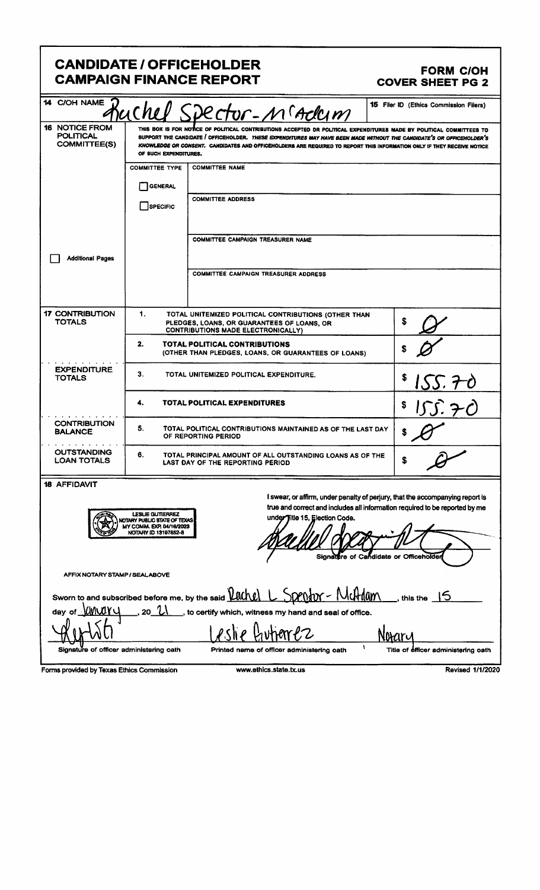# CANDIDATE / OFFICEHOLDER CAMPAIGN FINANCE REPORT

## FORM C/OH COVER SHEET PG 2

| | |
|---|---|
| **14 C/OH NAME** | Rachel Spector-McAdam |
| **15 Filer ID (Ethics Commission Filers)** | |

**16 NOTICE FROM POLITICAL COMMITTEE(S)**

THIS BOX IS FOR NOTICE OF POLITICAL CONTRIBUTIONS ACCEPTED OR POLITICAL EXPENDITURES MADE BY POLITICAL COMMITTEES TO SUPPORT THE CANDIDATE / OFFICEHOLDER. *THESE EXPENDITURES MAY HAVE BEEN MADE WITHOUT THE CANDIDATE'S OR OFFICEHOLDER'S KNOWLEDGE OR CONSENT.* CANDIDATES AND OFFICEHOLDERS ARE REQUIRED TO REPORT THIS INFORMATION ONLY IF THEY RECEIVE NOTICE OF SUCH EXPENDITURES.

| COMMITTEE TYPE | |
|---|---|
| ☐ GENERAL | COMMITTEE NAME: |
| ☐ SPECIFIC | COMMITTEE ADDRESS: |
| | COMMITTEE CAMPAIGN TREASURER NAME: |
| ☐ Additional Pages | COMMITTEE CAMPAIGN TREASURER ADDRESS: |

| | | | |
|---|---|---|---|
| **17 CONTRIBUTION TOTALS** | 1. | TOTAL UNITEMIZED POLITICAL CONTRIBUTIONS (OTHER THAN PLEDGES, LOANS, OR GUARANTEES OF LOANS, OR CONTRIBUTIONS MADE ELECTRONICALLY) | $ 0 |
| | 2. | **TOTAL POLITICAL CONTRIBUTIONS** (OTHER THAN PLEDGES, LOANS, OR GUARANTEES OF LOANS) | $ 0 |
| **EXPENDITURE TOTALS** | 3. | TOTAL UNITEMIZED POLITICAL EXPENDITURE. | $ 155.70 |
| | 4. | **TOTAL POLITICAL EXPENDITURES** | $ 155.70 |
| **CONTRIBUTION BALANCE** | 5. | TOTAL POLITICAL CONTRIBUTIONS MAINTAINED AS OF THE LAST DAY OF REPORTING PERIOD | $ 0 |
| **OUTSTANDING LOAN TOTALS** | 6. | TOTAL PRINCIPAL AMOUNT OF ALL OUTSTANDING LOANS AS OF THE LAST DAY OF THE REPORTING PERIOD | $ 0 |

**18 AFFIDAVIT**

LESLIE GUTIERREZ
NOTARY PUBLIC STATE OF TEXAS
MY COMM. EXP. 04/16/2023
NOTARY ID 13197652-8

I swear, or affirm, under penalty of perjury, that the accompanying report is true and correct and includes all information required to be reported by me under Title 15, Election Code.

[Signature]
Signature of Candidate or Officeholder

AFFIX NOTARY STAMP / SEAL ABOVE

Sworn to and subscribed before me, by the said Rachel L Spector-McAdam, this the 15 day of January, 20 21, to certify which, witness my hand and seal of office.

| [Signature] | Leslie Gutierrez | Notary |
|---|---|---|
| Signature of officer administering oath | Printed name of officer administering oath | Title of officer administering oath |

Forms provided by Texas Ethics Commission www.ethics.state.tx.us Revised 1/1/2020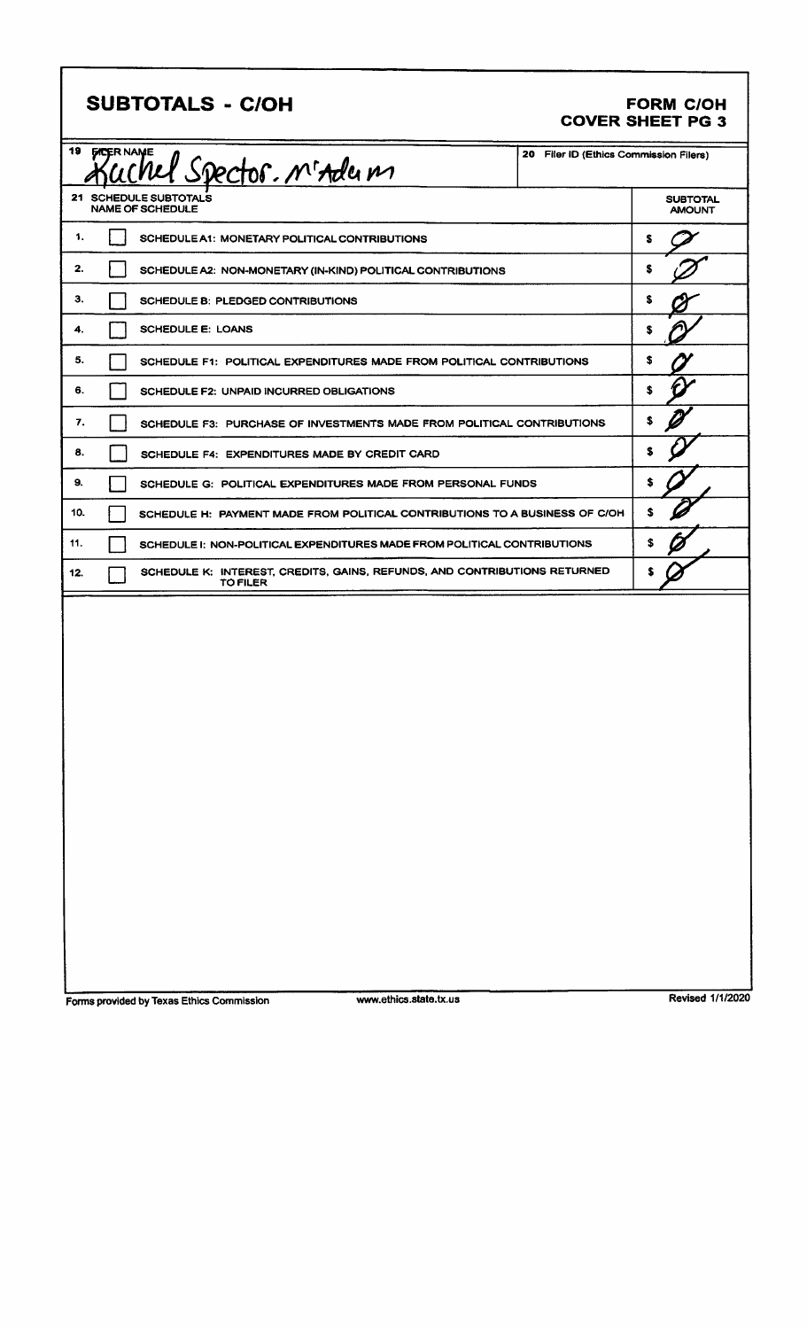# SUBTOTALS - C/OH

**FORM C/OH**
**COVER SHEET PG 3**

| 19 FILER NAME | 20 Filer ID (Ethics Commission Filers) |
| --- | --- |
| Rachel Spector-McAdams | |

| 21 SCHEDULE SUBTOTALS NAME OF SCHEDULE | | SUBTOTAL AMOUNT |
| --- | --- | --- |
| 1. | ☐ SCHEDULE A1: MONETARY POLITICAL CONTRIBUTIONS | $ Ø |
| 2. | ☐ SCHEDULE A2: NON-MONETARY (IN-KIND) POLITICAL CONTRIBUTIONS | $ Ø |
| 3. | ☐ SCHEDULE B: PLEDGED CONTRIBUTIONS | $ Ø |
| 4. | ☐ SCHEDULE E: LOANS | $ Ø |
| 5. | ☐ SCHEDULE F1: POLITICAL EXPENDITURES MADE FROM POLITICAL CONTRIBUTIONS | $ Ø |
| 6. | ☐ SCHEDULE F2: UNPAID INCURRED OBLIGATIONS | $ Ø |
| 7. | ☐ SCHEDULE F3: PURCHASE OF INVESTMENTS MADE FROM POLITICAL CONTRIBUTIONS | $ Ø |
| 8. | ☐ SCHEDULE F4: EXPENDITURES MADE BY CREDIT CARD | $ Ø |
| 9. | ☐ SCHEDULE G: POLITICAL EXPENDITURES MADE FROM PERSONAL FUNDS | $ Ø |
| 10. | ☐ SCHEDULE H: PAYMENT MADE FROM POLITICAL CONTRIBUTIONS TO A BUSINESS OF C/OH | $ Ø |
| 11. | ☐ SCHEDULE I: NON-POLITICAL EXPENDITURES MADE FROM POLITICAL CONTRIBUTIONS | $ Ø |
| 12. | ☐ SCHEDULE K: INTEREST, CREDITS, GAINS, REFUNDS, AND CONTRIBUTIONS RETURNED TO FILER | $ Ø |

Forms provided by Texas Ethics Commission www.ethics.state.tx.us Revised 1/1/2020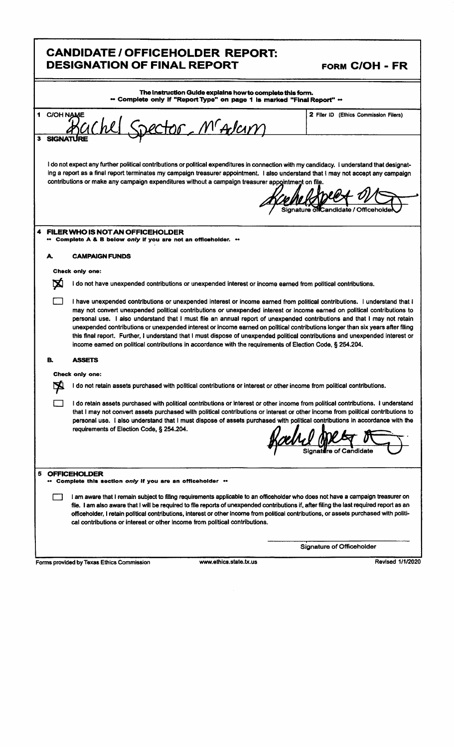# CANDIDATE / OFFICEHOLDER REPORT: DESIGNATION OF FINAL REPORT

**FORM C/OH - FR**

**The Instruction Guide explains how to complete this form.**
**\*\* Complete only if "Report Type" on page 1 is marked "Final Report" \*\***

**1 C/OH NAME**
Rachel Spector McAdam

**2 Filer ID** (Ethics Commission Filers)

**3 SIGNATURE**

I do not expect any further political contributions or political expenditures in connection with my candidacy. I understand that designating a report as a final report terminates my campaign treasurer appointment. I also understand that I may not accept any campaign contributions or make any campaign expenditures without a campaign treasurer appointment on file.

Signature of Candidate / Officeholder

**4 FILER WHO IS NOT AN OFFICEHOLDER**
\*\* Complete A & B below *only* if you are not an officeholder. \*\*

**A. CAMPAIGN FUNDS**

Check only one:

- [x] I do not have unexpended contributions or unexpended interest or income earned from political contributions.
- [ ] I have unexpended contributions or unexpended interest or income earned from political contributions. I understand that I may not convert unexpended political contributions or unexpended interest or income earned on political contributions to personal use. I also understand that I must file an annual report of unexpended contributions and that I may not retain unexpended contributions or unexpended interest or income earned on political contributions longer than six years after filing this final report. Further, I understand that I must dispose of unexpended political contributions and unexpended interest or income earned on political contributions in accordance with the requirements of Election Code, § 254.204.

**B. ASSETS**

Check only one:

- [x] I do not retain assets purchased with political contributions or interest or other income from political contributions.
- [ ] I do retain assets purchased with political contributions or interest or other income from political contributions. I understand that I may not convert assets purchased with political contributions or interest or other income from political contributions to personal use. I also understand that I must dispose of assets purchased with political contributions in accordance with the requirements of Election Code, § 254.204.

Signature of Candidate

**5 OFFICEHOLDER**
\*\* Complete this section *only* if you are an officeholder \*\*

- [ ] I am aware that I remain subject to filing requirements applicable to an officeholder who does not have a campaign treasurer on file. I am also aware that I will be required to file reports of unexpended contributions if, after filing the last required report as an officeholder, I retain political contributions, interest or other income from political contributions, or assets purchased with political contributions or interest or other income from political contributions.

Signature of Officeholder

Forms provided by Texas Ethics Commission | www.ethics.state.tx.us | Revised 1/1/2020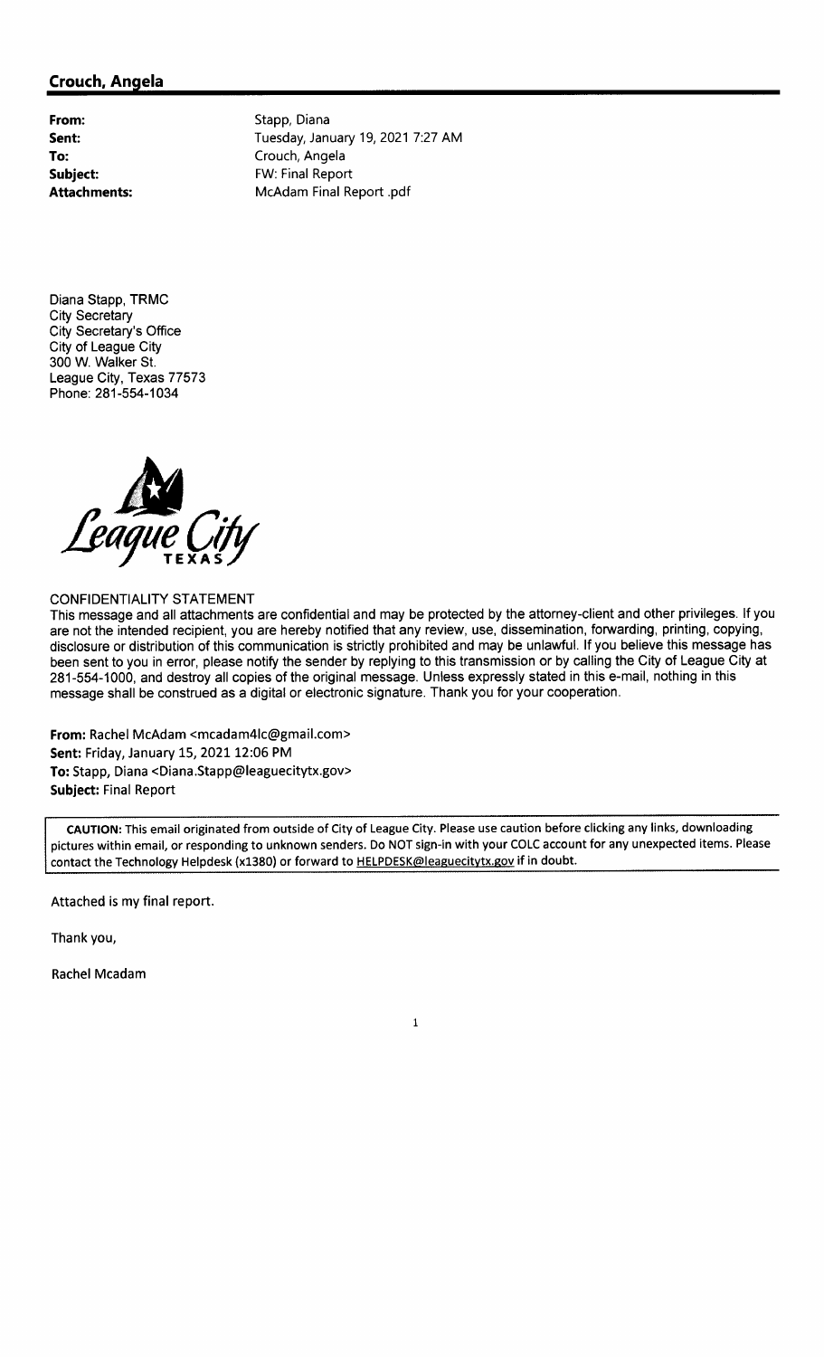**Crouch, Angela**

| | |
|---|---|
| **From:** | Stapp, Diana |
| **Sent:** | Tuesday, January 19, 2021 7:27 AM |
| **To:** | Crouch, Angela |
| **Subject:** | FW: Final Report |
| **Attachments:** | McAdam Final Report .pdf |

Diana Stapp, TRMC
City Secretary
City Secretary's Office
City of League City
300 W. Walker St.
League City, Texas 77573
Phone: 281-554-1034

League City TEXAS

CONFIDENTIALITY STATEMENT
This message and all attachments are confidential and may be protected by the attorney-client and other privileges. If you are not the intended recipient, you are hereby notified that any review, use, dissemination, forwarding, printing, copying, disclosure or distribution of this communication is strictly prohibited and may be unlawful. If you believe this message has been sent to you in error, please notify the sender by replying to this transmission or by calling the City of League City at 281-554-1000, and destroy all copies of the original message. Unless expressly stated in this e-mail, nothing in this message shall be construed as a digital or electronic signature. Thank you for your cooperation.

**From:** Rachel McAdam <mcadam4lc@gmail.com>
**Sent:** Friday, January 15, 2021 12:06 PM
**To:** Stapp, Diana <Diana.Stapp@leaguecitytx.gov>
**Subject:** Final Report

**CAUTION:** This email originated from outside of City of League City. Please use caution before clicking any links, downloading pictures within email, or responding to unknown senders. Do NOT sign-in with your COLC account for any unexpected items. Please contact the Technology Helpdesk (x1380) or forward to HELPDESK@leaguecitytx.gov if in doubt.

Attached is my final report.

Thank you,

Rachel Mcadam